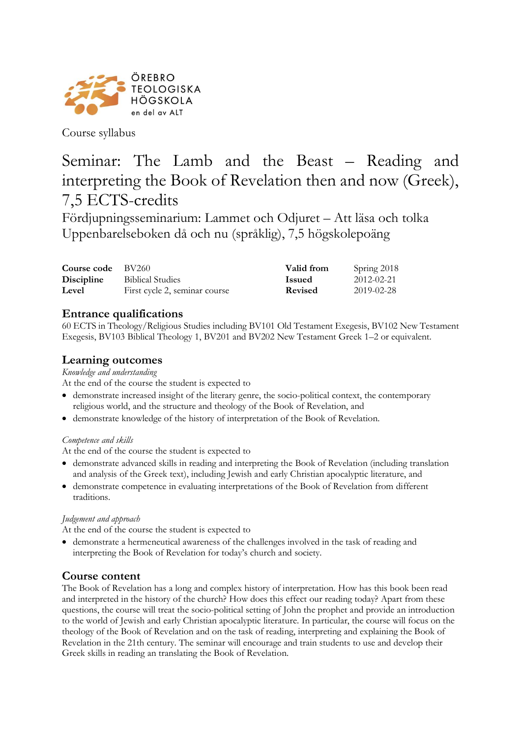ÖREBRO TEOLOGISKA HÖGSKOLA
en del av ALT

Course syllabus

# Seminar: The Lamb and the Beast – Reading and interpreting the Book of Revelation then and now (Greek), 7,5 ECTS-credits

Fördjupningsseminarium: Lammet och Odjuret – Att läsa och tolka Uppenbarelseboken då och nu (språklig), 7,5 högskolepoäng

| | | | |
|---|---|---|---|
| **Course code** | BV260 | **Valid from** | Spring 2018 |
| **Discipline** | Biblical Studies | **Issued** | 2012-02-21 |
| **Level** | First cycle 2, seminar course | **Revised** | 2019-02-28 |

## Entrance qualifications

60 ECTS in Theology/Religious Studies including BV101 Old Testament Exegesis, BV102 New Testament Exegesis, BV103 Biblical Theology 1, BV201 and BV202 New Testament Greek 1–2 or equivalent.

## Learning outcomes

*Knowledge and understanding*

At the end of the course the student is expected to

- demonstrate increased insight of the literary genre, the socio-political context, the contemporary religious world, and the structure and theology of the Book of Revelation, and
- demonstrate knowledge of the history of interpretation of the Book of Revelation.

*Competence and skills*

At the end of the course the student is expected to

- demonstrate advanced skills in reading and interpreting the Book of Revelation (including translation and analysis of the Greek text), including Jewish and early Christian apocalyptic literature, and
- demonstrate competence in evaluating interpretations of the Book of Revelation from different traditions.

*Judgement and approach*

At the end of the course the student is expected to

- demonstrate a hermeneutical awareness of the challenges involved in the task of reading and interpreting the Book of Revelation for today's church and society.

## Course content

The Book of Revelation has a long and complex history of interpretation. How has this book been read and interpreted in the history of the church? How does this effect our reading today? Apart from these questions, the course will treat the socio-political setting of John the prophet and provide an introduction to the world of Jewish and early Christian apocalyptic literature. In particular, the course will focus on the theology of the Book of Revelation and on the task of reading, interpreting and explaining the Book of Revelation in the 21th century. The seminar will encourage and train students to use and develop their Greek skills in reading an translating the Book of Revelation.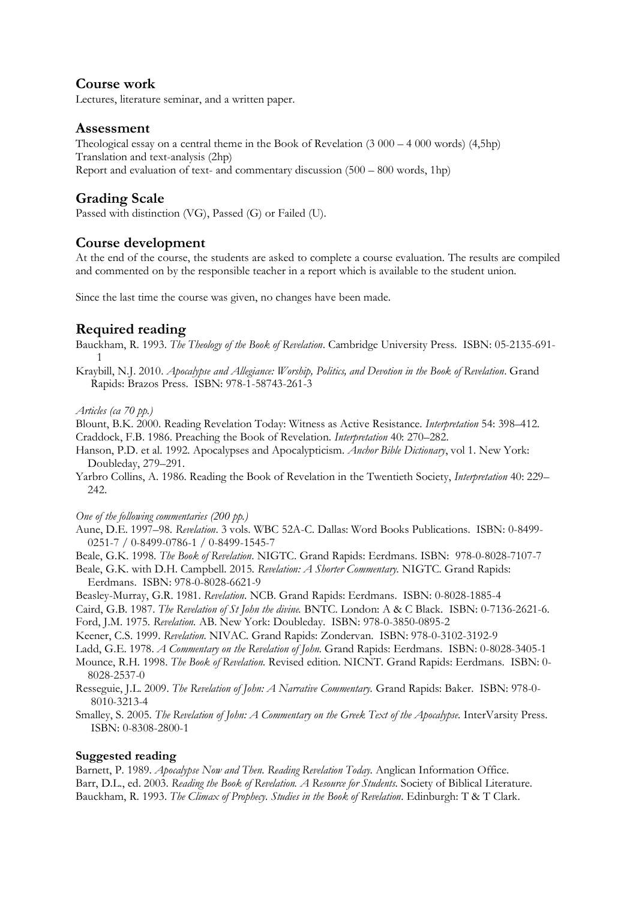## Course work

Lectures, literature seminar, and a written paper.

## Assessment

Theological essay on a central theme in the Book of Revelation (3 000 – 4 000 words) (4,5hp)
Translation and text-analysis (2hp)
Report and evaluation of text- and commentary discussion (500 – 800 words, 1hp)

## Grading Scale

Passed with distinction (VG), Passed (G) or Failed (U).

## Course development

At the end of the course, the students are asked to complete a course evaluation. The results are compiled and commented on by the responsible teacher in a report which is available to the student union.

Since the last time the course was given, no changes have been made.

## Required reading

Bauckham, R. 1993. *The Theology of the Book of Revelation*. Cambridge University Press. ISBN: 05-2135-691-1

Kraybill, N.J. 2010. *Apocalypse and Allegiance: Worship, Politics, and Devotion in the Book of Revelation*. Grand Rapids: Brazos Press. ISBN: 978-1-58743-261-3

*Articles (ca 70 pp.)*

Blount, B.K. 2000. Reading Revelation Today: Witness as Active Resistance. *Interpretation* 54: 398–412.

Craddock, F.B. 1986. Preaching the Book of Revelation. *Interpretation* 40: 270–282.

Hanson, P.D. et al. 1992. Apocalypses and Apocalypticism. *Anchor Bible Dictionary*, vol 1. New York: Doubleday, 279–291.

Yarbro Collins, A. 1986. Reading the Book of Revelation in the Twentieth Society, *Interpretation* 40: 229–242.

*One of the following commentaries (200 pp.)*

Aune, D.E. 1997–98. *Revelation*. 3 vols. WBC 52A-C. Dallas: Word Books Publications. ISBN: 0-8499-0251-7 / 0-8499-0786-1 / 0-8499-1545-7

Beale, G.K. 1998. *The Book of Revelation*. NIGTC. Grand Rapids: Eerdmans. ISBN: 978-0-8028-7107-7

Beale, G.K. with D.H. Campbell. 2015. *Revelation: A Shorter Commentary.* NIGTC. Grand Rapids: Eerdmans. ISBN: 978-0-8028-6621-9

Beasley-Murray, G.R. 1981. *Revelation*. NCB. Grand Rapids: Eerdmans. ISBN: 0-8028-1885-4

Caird, G.B. 1987. *The Revelation of St John the divine.* BNTC. London: A & C Black. ISBN: 0-7136-2621-6.

Ford, J.M. 1975. *Revelation.* AB. New York: Doubleday. ISBN: 978-0-3850-0895-2

Keener, C.S. 1999. *Revelation.* NIVAC. Grand Rapids: Zondervan. ISBN: 978-0-3102-3192-9

Ladd, G.E. 1978. *A Commentary on the Revelation of John.* Grand Rapids: Eerdmans. ISBN: 0-8028-3405-1

Mounce, R.H. 1998. *The Book of Revelation.* Revised edition. NICNT. Grand Rapids: Eerdmans. ISBN: 0-8028-2537-0

Resseguie, J.L. 2009. *The Revelation of John: A Narrative Commentary.* Grand Rapids: Baker. ISBN: 978-0-8010-3213-4

Smalley, S. 2005. *The Revelation of John: A Commentary on the Greek Text of the Apocalypse.* InterVarsity Press. ISBN: 0-8308-2800-1

### Suggested reading

Barnett, P. 1989. *Apocalypse Now and Then. Reading Revelation Today.* Anglican Information Office.

Barr, D.L., ed. 2003. *Reading the Book of Revelation. A Resource for Students.* Society of Biblical Literature.

Bauckham, R. 1993. *The Climax of Prophecy. Studies in the Book of Revelation*. Edinburgh: T & T Clark.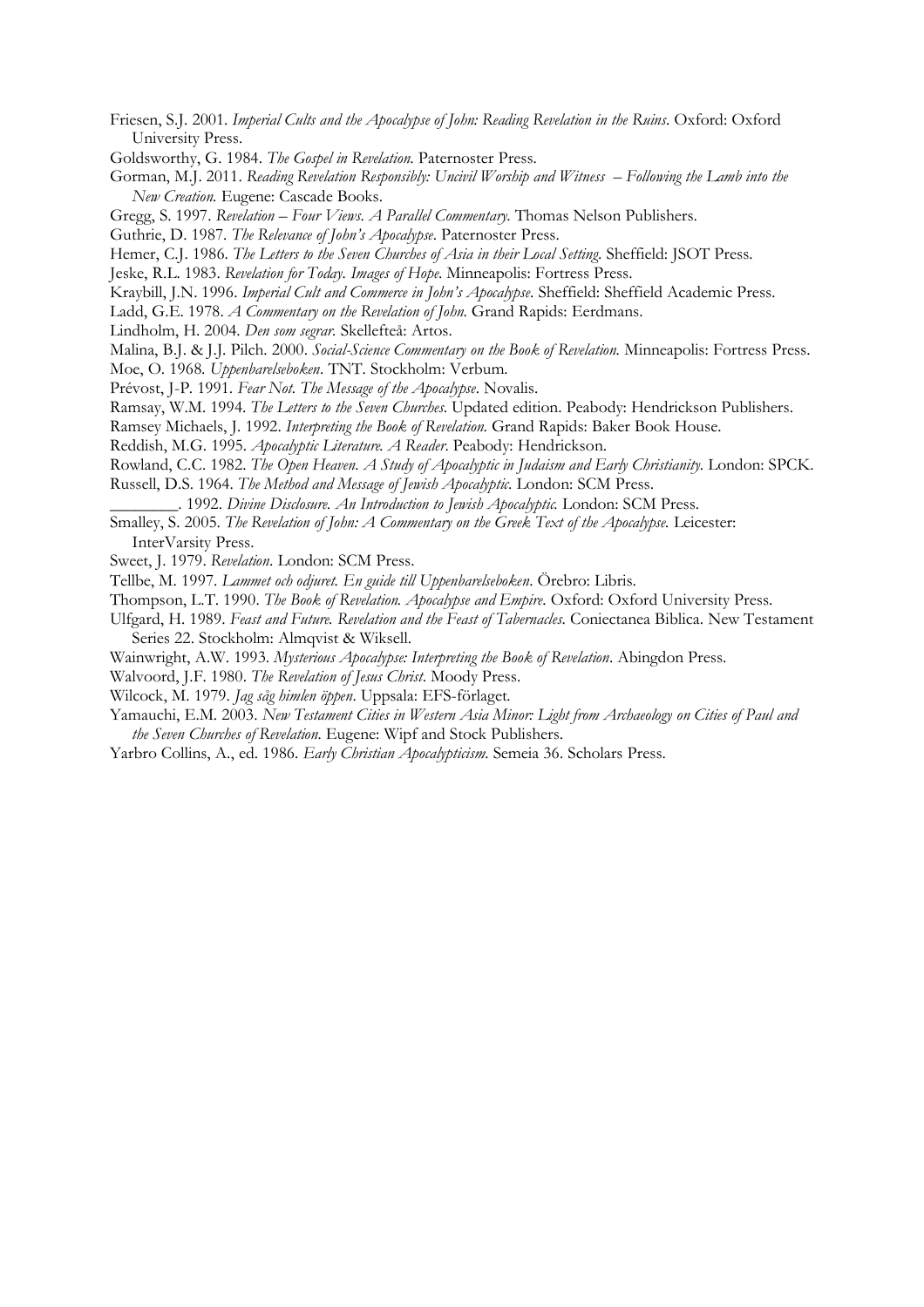Friesen, S.J. 2001. *Imperial Cults and the Apocalypse of John: Reading Revelation in the Ruins*. Oxford: Oxford University Press.

Goldsworthy, G. 1984. *The Gospel in Revelation*. Paternoster Press.

Gorman, M.J. 2011. *Reading Revelation Responsibly: Uncivil Worship and Witness – Following the Lamb into the New Creation*. Eugene: Cascade Books.

Gregg, S. 1997. *Revelation – Four Views. A Parallel Commentary*. Thomas Nelson Publishers.

Guthrie, D. 1987. *The Relevance of John's Apocalypse*. Paternoster Press.

Hemer, C.J. 1986. *The Letters to the Seven Churches of Asia in their Local Setting*. Sheffield: JSOT Press.

Jeske, R.L. 1983. *Revelation for Today. Images of Hope*. Minneapolis: Fortress Press.

Kraybill, J.N. 1996. *Imperial Cult and Commerce in John's Apocalypse*. Sheffield: Sheffield Academic Press.

Ladd, G.E. 1978. *A Commentary on the Revelation of John*. Grand Rapids: Eerdmans.

Lindholm, H. 2004. *Den som segrar*. Skellefteå: Artos.

Malina, B.J. & J.J. Pilch. 2000. *Social-Science Commentary on the Book of Revelation*. Minneapolis: Fortress Press.

Moe, O. 1968. *Uppenbarelseboken*. TNT. Stockholm: Verbum.

Prévost, J-P. 1991. *Fear Not. The Message of the Apocalypse*. Novalis.

Ramsay, W.M. 1994. *The Letters to the Seven Churches*. Updated edition. Peabody: Hendrickson Publishers.

Ramsey Michaels, J. 1992. *Interpreting the Book of Revelation*. Grand Rapids: Baker Book House.

Reddish, M.G. 1995. *Apocalyptic Literature. A Reader*. Peabody: Hendrickson.

Rowland, C.C. 1982. *The Open Heaven. A Study of Apocalyptic in Judaism and Early Christianity*. London: SPCK.

Russell, D.S. 1964. *The Method and Message of Jewish Apocalyptic*. London: SCM Press.

________. 1992. *Divine Disclosure. An Introduction to Jewish Apocalyptic*. London: SCM Press.

Smalley, S. 2005. *The Revelation of John: A Commentary on the Greek Text of the Apocalypse*. Leicester: InterVarsity Press.

Sweet, J. 1979. *Revelation*. London: SCM Press.

Tellbe, M. 1997. *Lammet och odjuret. En guide till Uppenbarelseboken*. Örebro: Libris.

Thompson, L.T. 1990. *The Book of Revelation. Apocalypse and Empire*. Oxford: Oxford University Press.

Ulfgard, H. 1989. *Feast and Future. Revelation and the Feast of Tabernacles*. Coniectanea Biblica. New Testament Series 22. Stockholm: Almqvist & Wiksell.

Wainwright, A.W. 1993. *Mysterious Apocalypse: Interpreting the Book of Revelation*. Abingdon Press.

Walvoord, J.F. 1980. *The Revelation of Jesus Christ*. Moody Press.

Wilcock, M. 1979. *Jag såg himlen öppen*. Uppsala: EFS-förlaget.

Yamauchi, E.M. 2003. *New Testament Cities in Western Asia Minor: Light from Archaeology on Cities of Paul and the Seven Churches of Revelation*. Eugene: Wipf and Stock Publishers.

Yarbro Collins, A., ed. 1986. *Early Christian Apocalypticism*. Semeia 36. Scholars Press.